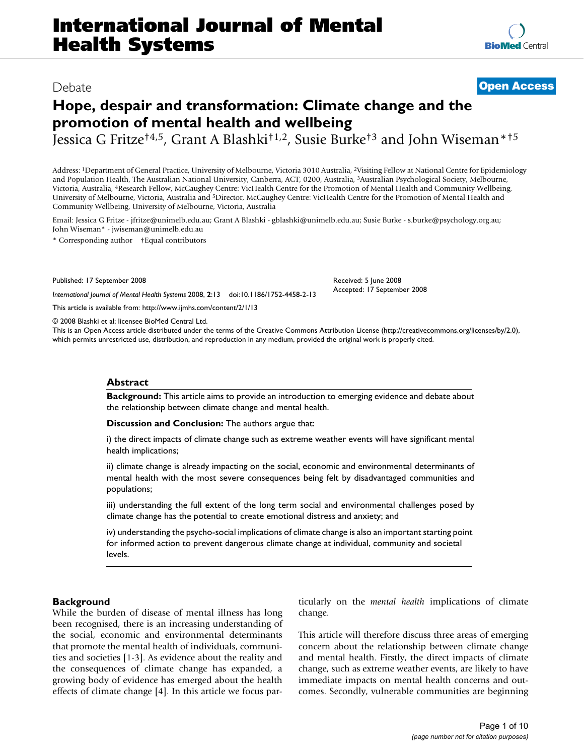# International Journal of Mental Health Systems

Debate

**Open Access**

# Hope, despair and transformation: Climate change and the promotion of mental health and wellbeing

Jessica G Fritze[†4,5], Grant A Blashki[†1,2], Susie Burke[†3] and John Wiseman*[†5]

Address: [1]Department of General Practice, University of Melbourne, Victoria 3010 Australia, [2]Visiting Fellow at National Centre for Epidemiology and Population Health, The Australian National University, Canberra, ACT, 0200, Australia, [3]Australian Psychological Society, Melbourne, Victoria, Australia, [4]Research Fellow, McCaughey Centre: VicHealth Centre for the Promotion of Mental Health and Community Wellbeing, University of Melbourne, Victoria, Australia and [5]Director, McCaughey Centre: VicHealth Centre for the Promotion of Mental Health and Community Wellbeing, University of Melbourne, Victoria, Australia

Email: Jessica G Fritze - jfritze@unimelb.edu.au; Grant A Blashki - gblashki@unimelb.edu.au; Susie Burke - s.burke@psychology.org.au; John Wiseman* - jwiseman@unimelb.edu.au

\* Corresponding author †Equal contributors

Published: 17 September 2008

Received: 5 June 2008
Accepted: 17 September 2008

*International Journal of Mental Health Systems* 2008, **2**:13 doi:10.1186/1752-4458-2-13

This article is available from: http://www.ijmhs.com/content/2/1/13

© 2008 Blashki et al; licensee BioMed Central Ltd.
This is an Open Access article distributed under the terms of the Creative Commons Attribution License (http://creativecommons.org/licenses/by/2.0), which permits unrestricted use, distribution, and reproduction in any medium, provided the original work is properly cited.

## Abstract

**Background:** This article aims to provide an introduction to emerging evidence and debate about the relationship between climate change and mental health.

**Discussion and Conclusion:** The authors argue that:

i) the direct impacts of climate change such as extreme weather events will have significant mental health implications;

ii) climate change is already impacting on the social, economic and environmental determinants of mental health with the most severe consequences being felt by disadvantaged communities and populations;

iii) understanding the full extent of the long term social and environmental challenges posed by climate change has the potential to create emotional distress and anxiety; and

iv) understanding the psycho-social implications of climate change is also an important starting point for informed action to prevent dangerous climate change at individual, community and societal levels.

## Background

While the burden of disease of mental illness has long been recognised, there is an increasing understanding of the social, economic and environmental determinants that promote the mental health of individuals, communities and societies [1-3]. As evidence about the reality and the consequences of climate change has expanded, a growing body of evidence has emerged about the health effects of climate change [4]. In this article we focus particularly on the *mental health* implications of climate change.

This article will therefore discuss three areas of emerging concern about the relationship between climate change and mental health. Firstly, the direct impacts of climate change, such as extreme weather events, are likely to have immediate impacts on mental health concerns and outcomes. Secondly, vulnerable communities are beginning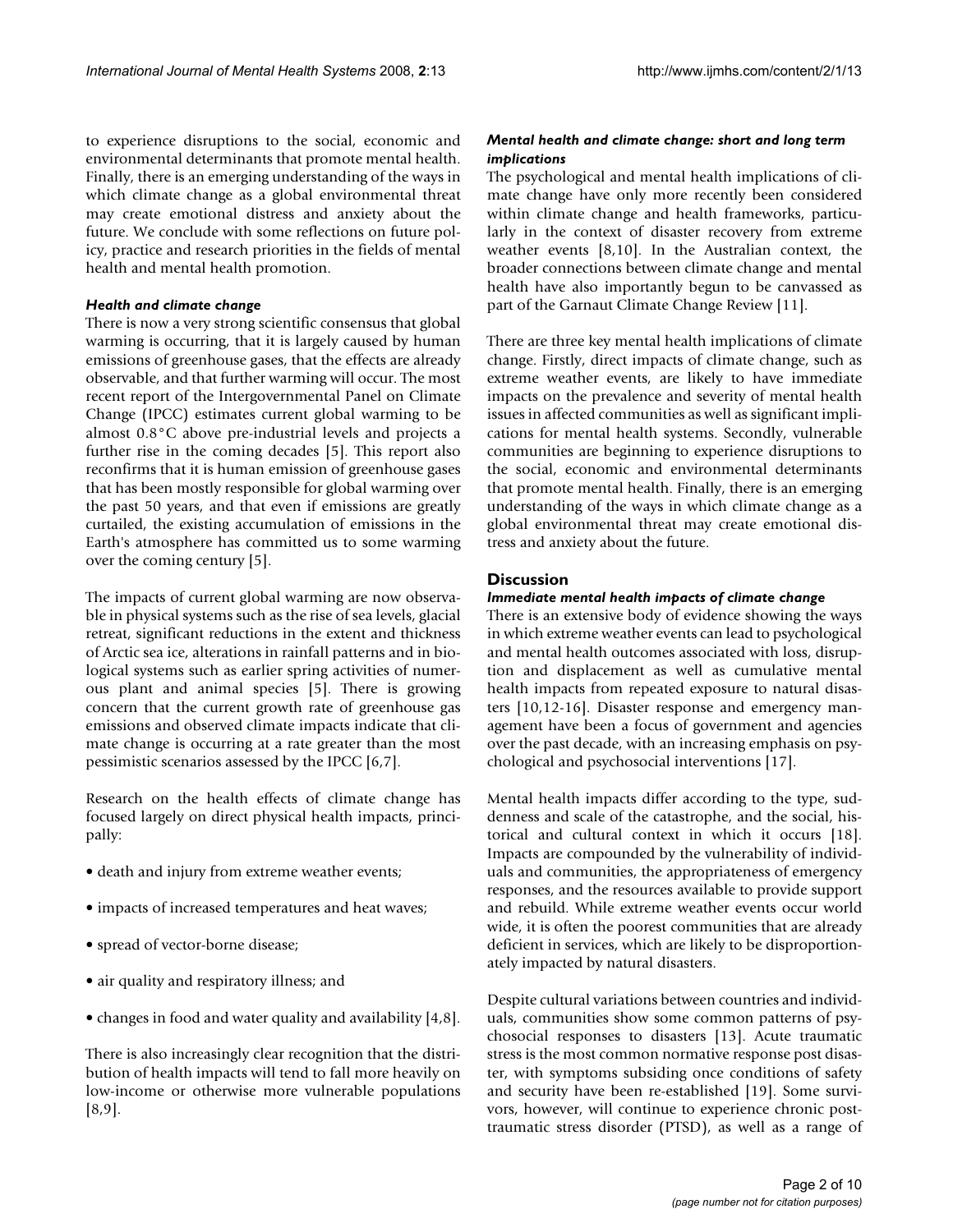to experience disruptions to the social, economic and environmental determinants that promote mental health. Finally, there is an emerging understanding of the ways in which climate change as a global environmental threat may create emotional distress and anxiety about the future. We conclude with some reflections on future policy, practice and research priorities in the fields of mental health and mental health promotion.

### *Health and climate change*

There is now a very strong scientific consensus that global warming is occurring, that it is largely caused by human emissions of greenhouse gases, that the effects are already observable, and that further warming will occur. The most recent report of the Intergovernmental Panel on Climate Change (IPCC) estimates current global warming to be almost 0.8°C above pre-industrial levels and projects a further rise in the coming decades [5]. This report also reconfirms that it is human emission of greenhouse gases that has been mostly responsible for global warming over the past 50 years, and that even if emissions are greatly curtailed, the existing accumulation of emissions in the Earth's atmosphere has committed us to some warming over the coming century [5].

The impacts of current global warming are now observable in physical systems such as the rise of sea levels, glacial retreat, significant reductions in the extent and thickness of Arctic sea ice, alterations in rainfall patterns and in biological systems such as earlier spring activities of numerous plant and animal species [5]. There is growing concern that the current growth rate of greenhouse gas emissions and observed climate impacts indicate that climate change is occurring at a rate greater than the most pessimistic scenarios assessed by the IPCC [6,7].

Research on the health effects of climate change has focused largely on direct physical health impacts, principally:

- death and injury from extreme weather events;
- impacts of increased temperatures and heat waves;
- spread of vector-borne disease;
- air quality and respiratory illness; and
- changes in food and water quality and availability [4,8].

There is also increasingly clear recognition that the distribution of health impacts will tend to fall more heavily on low-income or otherwise more vulnerable populations [8,9].

### *Mental health and climate change: short and long term implications*

The psychological and mental health implications of climate change have only more recently been considered within climate change and health frameworks, particularly in the context of disaster recovery from extreme weather events [8,10]. In the Australian context, the broader connections between climate change and mental health have also importantly begun to be canvassed as part of the Garnaut Climate Change Review [11].

There are three key mental health implications of climate change. Firstly, direct impacts of climate change, such as extreme weather events, are likely to have immediate impacts on the prevalence and severity of mental health issues in affected communities as well as significant implications for mental health systems. Secondly, vulnerable communities are beginning to experience disruptions to the social, economic and environmental determinants that promote mental health. Finally, there is an emerging understanding of the ways in which climate change as a global environmental threat may create emotional distress and anxiety about the future.

## Discussion

### *Immediate mental health impacts of climate change*

There is an extensive body of evidence showing the ways in which extreme weather events can lead to psychological and mental health outcomes associated with loss, disruption and displacement as well as cumulative mental health impacts from repeated exposure to natural disasters [10,12-16]. Disaster response and emergency management have been a focus of government and agencies over the past decade, with an increasing emphasis on psychological and psychosocial interventions [17].

Mental health impacts differ according to the type, suddenness and scale of the catastrophe, and the social, historical and cultural context in which it occurs [18]. Impacts are compounded by the vulnerability of individuals and communities, the appropriateness of emergency responses, and the resources available to provide support and rebuild. While extreme weather events occur world wide, it is often the poorest communities that are already deficient in services, which are likely to be disproportionately impacted by natural disasters.

Despite cultural variations between countries and individuals, communities show some common patterns of psychosocial responses to disasters [13]. Acute traumatic stress is the most common normative response post disaster, with symptoms subsiding once conditions of safety and security have been re-established [19]. Some survivors, however, will continue to experience chronic post-traumatic stress disorder (PTSD), as well as a range of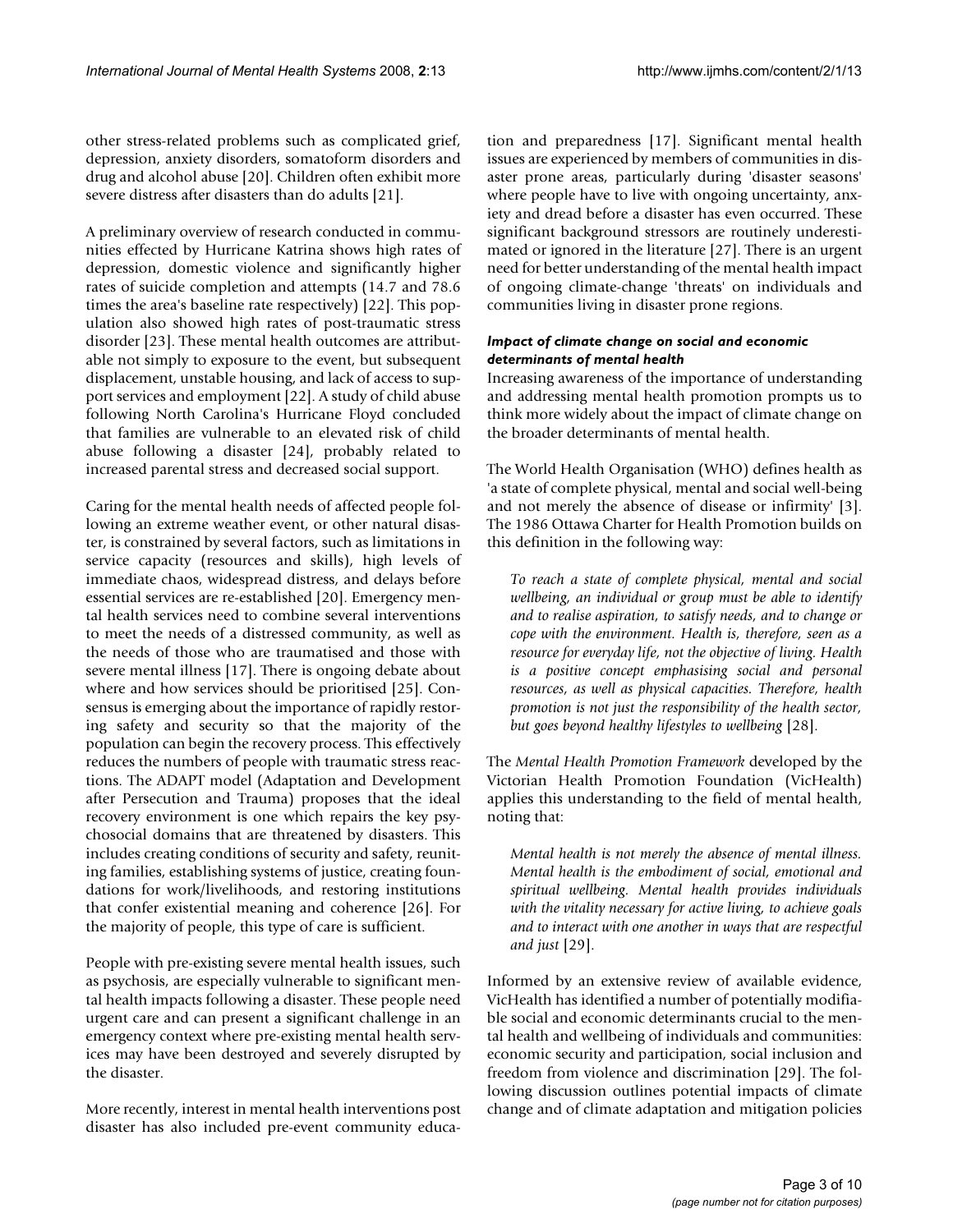other stress-related problems such as complicated grief, depression, anxiety disorders, somatoform disorders and drug and alcohol abuse [20]. Children often exhibit more severe distress after disasters than do adults [21].

A preliminary overview of research conducted in communities effected by Hurricane Katrina shows high rates of depression, domestic violence and significantly higher rates of suicide completion and attempts (14.7 and 78.6 times the area's baseline rate respectively) [22]. This population also showed high rates of post-traumatic stress disorder [23]. These mental health outcomes are attributable not simply to exposure to the event, but subsequent displacement, unstable housing, and lack of access to support services and employment [22]. A study of child abuse following North Carolina's Hurricane Floyd concluded that families are vulnerable to an elevated risk of child abuse following a disaster [24], probably related to increased parental stress and decreased social support.

Caring for the mental health needs of affected people following an extreme weather event, or other natural disaster, is constrained by several factors, such as limitations in service capacity (resources and skills), high levels of immediate chaos, widespread distress, and delays before essential services are re-established [20]. Emergency mental health services need to combine several interventions to meet the needs of a distressed community, as well as the needs of those who are traumatised and those with severe mental illness [17]. There is ongoing debate about where and how services should be prioritised [25]. Consensus is emerging about the importance of rapidly restoring safety and security so that the majority of the population can begin the recovery process. This effectively reduces the numbers of people with traumatic stress reactions. The ADAPT model (Adaptation and Development after Persecution and Trauma) proposes that the ideal recovery environment is one which repairs the key psychosocial domains that are threatened by disasters. This includes creating conditions of security and safety, reuniting families, establishing systems of justice, creating foundations for work/livelihoods, and restoring institutions that confer existential meaning and coherence [26]. For the majority of people, this type of care is sufficient.

People with pre-existing severe mental health issues, such as psychosis, are especially vulnerable to significant mental health impacts following a disaster. These people need urgent care and can present a significant challenge in an emergency context where pre-existing mental health services may have been destroyed and severely disrupted by the disaster.

More recently, interest in mental health interventions post disaster has also included pre-event community education and preparedness [17]. Significant mental health issues are experienced by members of communities in disaster prone areas, particularly during 'disaster seasons' where people have to live with ongoing uncertainty, anxiety and dread before a disaster has even occurred. These significant background stressors are routinely underestimated or ignored in the literature [27]. There is an urgent need for better understanding of the mental health impact of ongoing climate-change 'threats' on individuals and communities living in disaster prone regions.

### *Impact of climate change on social and economic determinants of mental health*

Increasing awareness of the importance of understanding and addressing mental health promotion prompts us to think more widely about the impact of climate change on the broader determinants of mental health.

The World Health Organisation (WHO) defines health as 'a state of complete physical, mental and social well-being and not merely the absence of disease or infirmity' [3]. The 1986 Ottawa Charter for Health Promotion builds on this definition in the following way:

> *To reach a state of complete physical, mental and social wellbeing, an individual or group must be able to identify and to realise aspiration, to satisfy needs, and to change or cope with the environment. Health is, therefore, seen as a resource for everyday life, not the objective of living. Health is a positive concept emphasising social and personal resources, as well as physical capacities. Therefore, health promotion is not just the responsibility of the health sector, but goes beyond healthy lifestyles to wellbeing* [28].

The *Mental Health Promotion Framework* developed by the Victorian Health Promotion Foundation (VicHealth) applies this understanding to the field of mental health, noting that:

> *Mental health is not merely the absence of mental illness. Mental health is the embodiment of social, emotional and spiritual wellbeing. Mental health provides individuals with the vitality necessary for active living, to achieve goals and to interact with one another in ways that are respectful and just* [29].

Informed by an extensive review of available evidence, VicHealth has identified a number of potentially modifiable social and economic determinants crucial to the mental health and wellbeing of individuals and communities: economic security and participation, social inclusion and freedom from violence and discrimination [29]. The following discussion outlines potential impacts of climate change and of climate adaptation and mitigation policies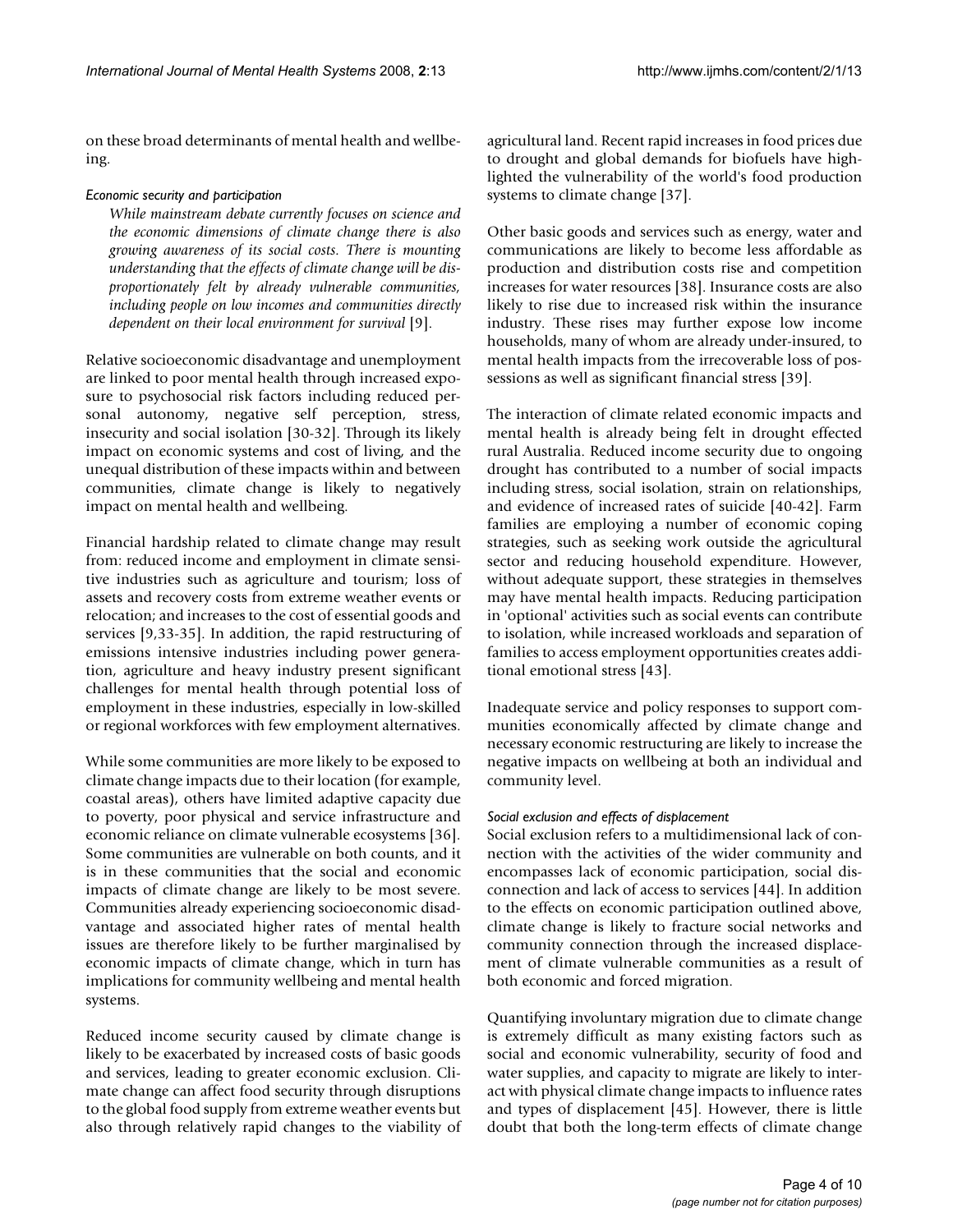on these broad determinants of mental health and wellbeing.

#### *Economic security and participation*

> *While mainstream debate currently focuses on science and the economic dimensions of climate change there is also growing awareness of its social costs. There is mounting understanding that the effects of climate change will be disproportionately felt by already vulnerable communities, including people on low incomes and communities directly dependent on their local environment for survival* [9].

Relative socioeconomic disadvantage and unemployment are linked to poor mental health through increased exposure to psychosocial risk factors including reduced personal autonomy, negative self perception, stress, insecurity and social isolation [30-32]. Through its likely impact on economic systems and cost of living, and the unequal distribution of these impacts within and between communities, climate change is likely to negatively impact on mental health and wellbeing.

Financial hardship related to climate change may result from: reduced income and employment in climate sensitive industries such as agriculture and tourism; loss of assets and recovery costs from extreme weather events or relocation; and increases to the cost of essential goods and services [9,33-35]. In addition, the rapid restructuring of emissions intensive industries including power generation, agriculture and heavy industry present significant challenges for mental health through potential loss of employment in these industries, especially in low-skilled or regional workforces with few employment alternatives.

While some communities are more likely to be exposed to climate change impacts due to their location (for example, coastal areas), others have limited adaptive capacity due to poverty, poor physical and service infrastructure and economic reliance on climate vulnerable ecosystems [36]. Some communities are vulnerable on both counts, and it is in these communities that the social and economic impacts of climate change are likely to be most severe. Communities already experiencing socioeconomic disadvantage and associated higher rates of mental health issues are therefore likely to be further marginalised by economic impacts of climate change, which in turn has implications for community wellbeing and mental health systems.

Reduced income security caused by climate change is likely to be exacerbated by increased costs of basic goods and services, leading to greater economic exclusion. Climate change can affect food security through disruptions to the global food supply from extreme weather events but also through relatively rapid changes to the viability of agricultural land. Recent rapid increases in food prices due to drought and global demands for biofuels have highlighted the vulnerability of the world's food production systems to climate change [37].

Other basic goods and services such as energy, water and communications are likely to become less affordable as production and distribution costs rise and competition increases for water resources [38]. Insurance costs are also likely to rise due to increased risk within the insurance industry. These rises may further expose low income households, many of whom are already under-insured, to mental health impacts from the irrecoverable loss of possessions as well as significant financial stress [39].

The interaction of climate related economic impacts and mental health is already being felt in drought effected rural Australia. Reduced income security due to ongoing drought has contributed to a number of social impacts including stress, social isolation, strain on relationships, and evidence of increased rates of suicide [40-42]. Farm families are employing a number of economic coping strategies, such as seeking work outside the agricultural sector and reducing household expenditure. However, without adequate support, these strategies in themselves may have mental health impacts. Reducing participation in 'optional' activities such as social events can contribute to isolation, while increased workloads and separation of families to access employment opportunities creates additional emotional stress [43].

Inadequate service and policy responses to support communities economically affected by climate change and necessary economic restructuring are likely to increase the negative impacts on wellbeing at both an individual and community level.

#### *Social exclusion and effects of displacement*

Social exclusion refers to a multidimensional lack of connection with the activities of the wider community and encompasses lack of economic participation, social disconnection and lack of access to services [44]. In addition to the effects on economic participation outlined above, climate change is likely to fracture social networks and community connection through the increased displacement of climate vulnerable communities as a result of both economic and forced migration.

Quantifying involuntary migration due to climate change is extremely difficult as many existing factors such as social and economic vulnerability, security of food and water supplies, and capacity to migrate are likely to interact with physical climate change impacts to influence rates and types of displacement [45]. However, there is little doubt that both the long-term effects of climate change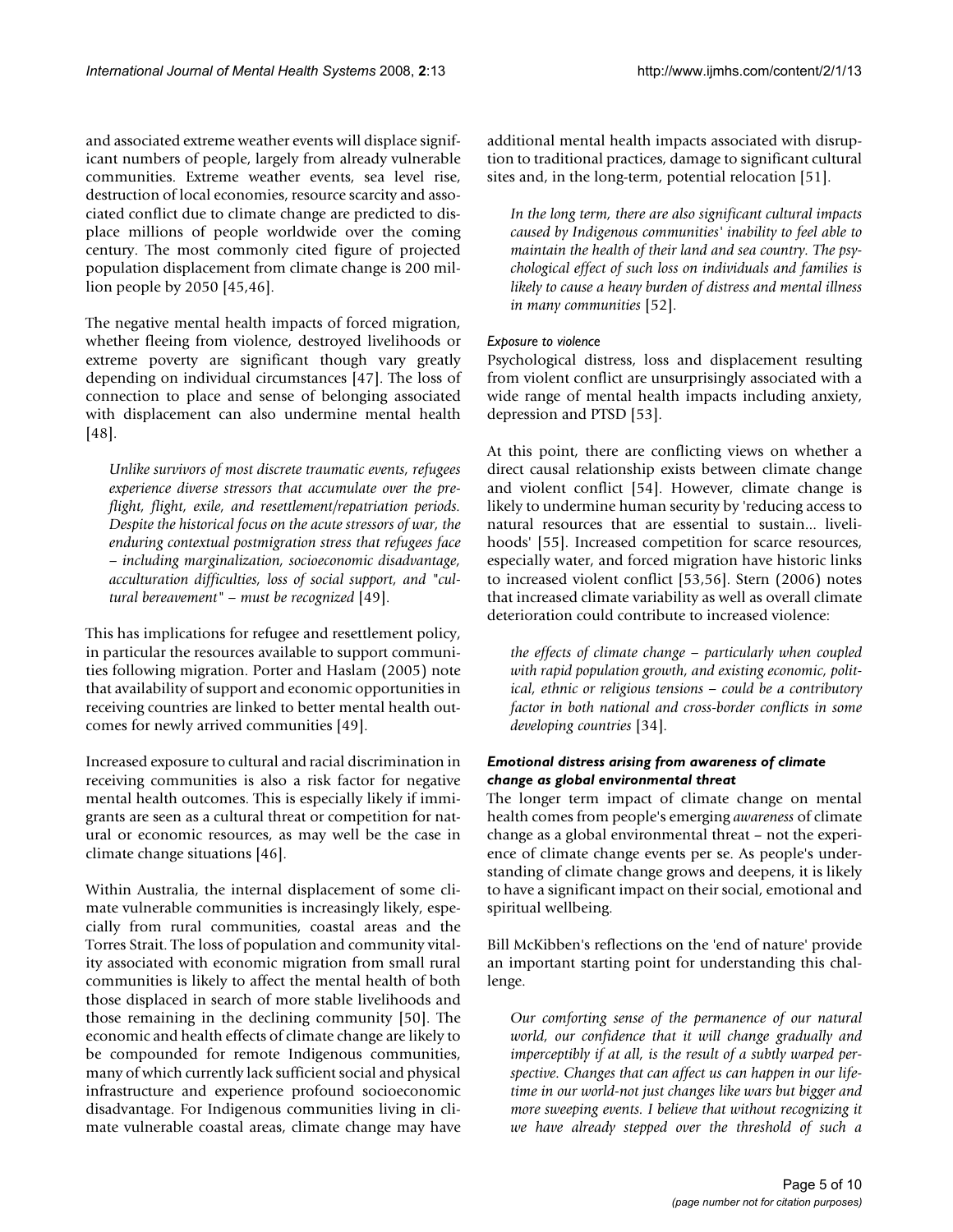and associated extreme weather events will displace significant numbers of people, largely from already vulnerable communities. Extreme weather events, sea level rise, destruction of local economies, resource scarcity and associated conflict due to climate change are predicted to displace millions of people worldwide over the coming century. The most commonly cited figure of projected population displacement from climate change is 200 million people by 2050 [45,46].

The negative mental health impacts of forced migration, whether fleeing from violence, destroyed livelihoods or extreme poverty are significant though vary greatly depending on individual circumstances [47]. The loss of connection to place and sense of belonging associated with displacement can also undermine mental health [48].

> *Unlike survivors of most discrete traumatic events, refugees experience diverse stressors that accumulate over the preflight, flight, exile, and resettlement/repatriation periods. Despite the historical focus on the acute stressors of war, the enduring contextual postmigration stress that refugees face – including marginalization, socioeconomic disadvantage, acculturation difficulties, loss of social support, and "cultural bereavement" – must be recognized* [49].

This has implications for refugee and resettlement policy, in particular the resources available to support communities following migration. Porter and Haslam (2005) note that availability of support and economic opportunities in receiving countries are linked to better mental health outcomes for newly arrived communities [49].

Increased exposure to cultural and racial discrimination in receiving communities is also a risk factor for negative mental health outcomes. This is especially likely if immigrants are seen as a cultural threat or competition for natural or economic resources, as may well be the case in climate change situations [46].

Within Australia, the internal displacement of some climate vulnerable communities is increasingly likely, especially from rural communities, coastal areas and the Torres Strait. The loss of population and community vitality associated with economic migration from small rural communities is likely to affect the mental health of both those displaced in search of more stable livelihoods and those remaining in the declining community [50]. The economic and health effects of climate change are likely to be compounded for remote Indigenous communities, many of which currently lack sufficient social and physical infrastructure and experience profound socioeconomic disadvantage. For Indigenous communities living in climate vulnerable coastal areas, climate change may have additional mental health impacts associated with disruption to traditional practices, damage to significant cultural sites and, in the long-term, potential relocation [51].

> *In the long term, there are also significant cultural impacts caused by Indigenous communities' inability to feel able to maintain the health of their land and sea country. The psychological effect of such loss on individuals and families is likely to cause a heavy burden of distress and mental illness in many communities* [52].

#### *Exposure to violence*

Psychological distress, loss and displacement resulting from violent conflict are unsurprisingly associated with a wide range of mental health impacts including anxiety, depression and PTSD [53].

At this point, there are conflicting views on whether a direct causal relationship exists between climate change and violent conflict [54]. However, climate change is likely to undermine human security by 'reducing access to natural resources that are essential to sustain... livelihoods' [55]. Increased competition for scarce resources, especially water, and forced migration have historic links to increased violent conflict [53,56]. Stern (2006) notes that increased climate variability as well as overall climate deterioration could contribute to increased violence:

> *the effects of climate change – particularly when coupled with rapid population growth, and existing economic, political, ethnic or religious tensions – could be a contributory factor in both national and cross-border conflicts in some developing countries* [34].

### *Emotional distress arising from awareness of climate change as global environmental threat*

The longer term impact of climate change on mental health comes from people's emerging *awareness* of climate change as a global environmental threat – not the experience of climate change events per se. As people's understanding of climate change grows and deepens, it is likely to have a significant impact on their social, emotional and spiritual wellbeing.

Bill McKibben's reflections on the 'end of nature' provide an important starting point for understanding this challenge.

> *Our comforting sense of the permanence of our natural world, our confidence that it will change gradually and imperceptibly if at all, is the result of a subtly warped perspective. Changes that can affect us can happen in our lifetime in our world-not just changes like wars but bigger and more sweeping events. I believe that without recognizing it we have already stepped over the threshold of such a*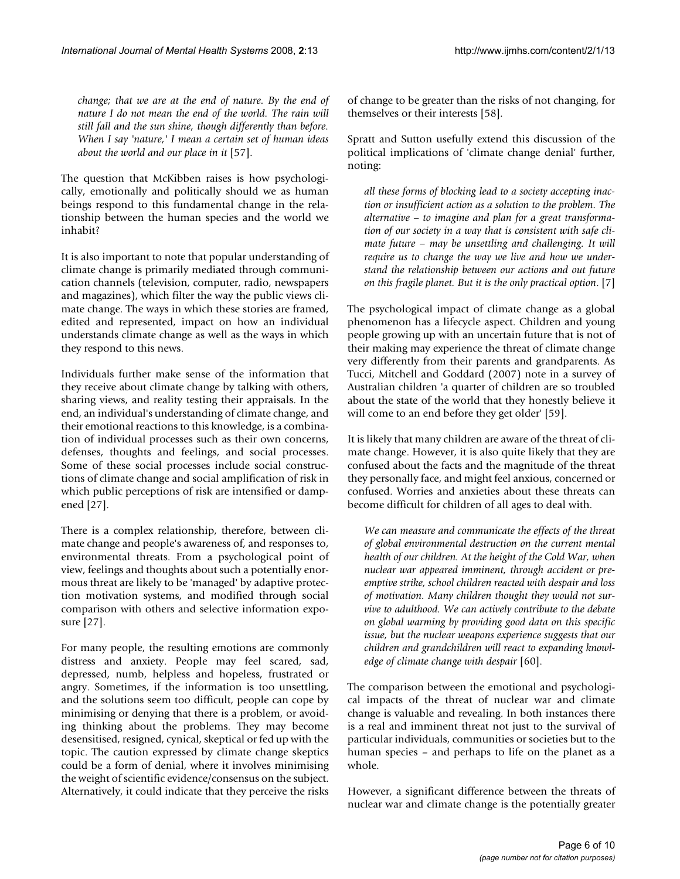*change; that we are at the end of nature. By the end of nature I do not mean the end of the world. The rain will still fall and the sun shine, though differently than before. When I say 'nature,' I mean a certain set of human ideas about the world and our place in it* [57].

The question that McKibben raises is how psychologically, emotionally and politically should we as human beings respond to this fundamental change in the relationship between the human species and the world we inhabit?

It is also important to note that popular understanding of climate change is primarily mediated through communication channels (television, computer, radio, newspapers and magazines), which filter the way the public views climate change. The ways in which these stories are framed, edited and represented, impact on how an individual understands climate change as well as the ways in which they respond to this news.

Individuals further make sense of the information that they receive about climate change by talking with others, sharing views, and reality testing their appraisals. In the end, an individual's understanding of climate change, and their emotional reactions to this knowledge, is a combination of individual processes such as their own concerns, defenses, thoughts and feelings, and social processes. Some of these social processes include social constructions of climate change and social amplification of risk in which public perceptions of risk are intensified or dampened [27].

There is a complex relationship, therefore, between climate change and people's awareness of, and responses to, environmental threats. From a psychological point of view, feelings and thoughts about such a potentially enormous threat are likely to be 'managed' by adaptive protection motivation systems, and modified through social comparison with others and selective information exposure [27].

For many people, the resulting emotions are commonly distress and anxiety. People may feel scared, sad, depressed, numb, helpless and hopeless, frustrated or angry. Sometimes, if the information is too unsettling, and the solutions seem too difficult, people can cope by minimising or denying that there is a problem, or avoiding thinking about the problems. They may become desensitised, resigned, cynical, skeptical or fed up with the topic. The caution expressed by climate change skeptics could be a form of denial, where it involves minimising the weight of scientific evidence/consensus on the subject. Alternatively, it could indicate that they perceive the risks of change to be greater than the risks of not changing, for themselves or their interests [58].

Spratt and Sutton usefully extend this discussion of the political implications of 'climate change denial' further, noting:

*all these forms of blocking lead to a society accepting inaction or insufficient action as a solution to the problem. The alternative – to imagine and plan for a great transformation of our society in a way that is consistent with safe climate future – may be unsettling and challenging. It will require us to change the way we live and how we understand the relationship between our actions and out future on this fragile planet. But it is the only practical option*. [7]

The psychological impact of climate change as a global phenomenon has a lifecycle aspect. Children and young people growing up with an uncertain future that is not of their making may experience the threat of climate change very differently from their parents and grandparents. As Tucci, Mitchell and Goddard (2007) note in a survey of Australian children 'a quarter of children are so troubled about the state of the world that they honestly believe it will come to an end before they get older' [59].

It is likely that many children are aware of the threat of climate change. However, it is also quite likely that they are confused about the facts and the magnitude of the threat they personally face, and might feel anxious, concerned or confused. Worries and anxieties about these threats can become difficult for children of all ages to deal with.

*We can measure and communicate the effects of the threat of global environmental destruction on the current mental health of our children. At the height of the Cold War, when nuclear war appeared imminent, through accident or preemptive strike, school children reacted with despair and loss of motivation. Many children thought they would not survive to adulthood. We can actively contribute to the debate on global warming by providing good data on this specific issue, but the nuclear weapons experience suggests that our children and grandchildren will react to expanding knowledge of climate change with despair* [60].

The comparison between the emotional and psychological impacts of the threat of nuclear war and climate change is valuable and revealing. In both instances there is a real and imminent threat not just to the survival of particular individuals, communities or societies but to the human species – and perhaps to life on the planet as a whole.

However, a significant difference between the threats of nuclear war and climate change is the potentially greater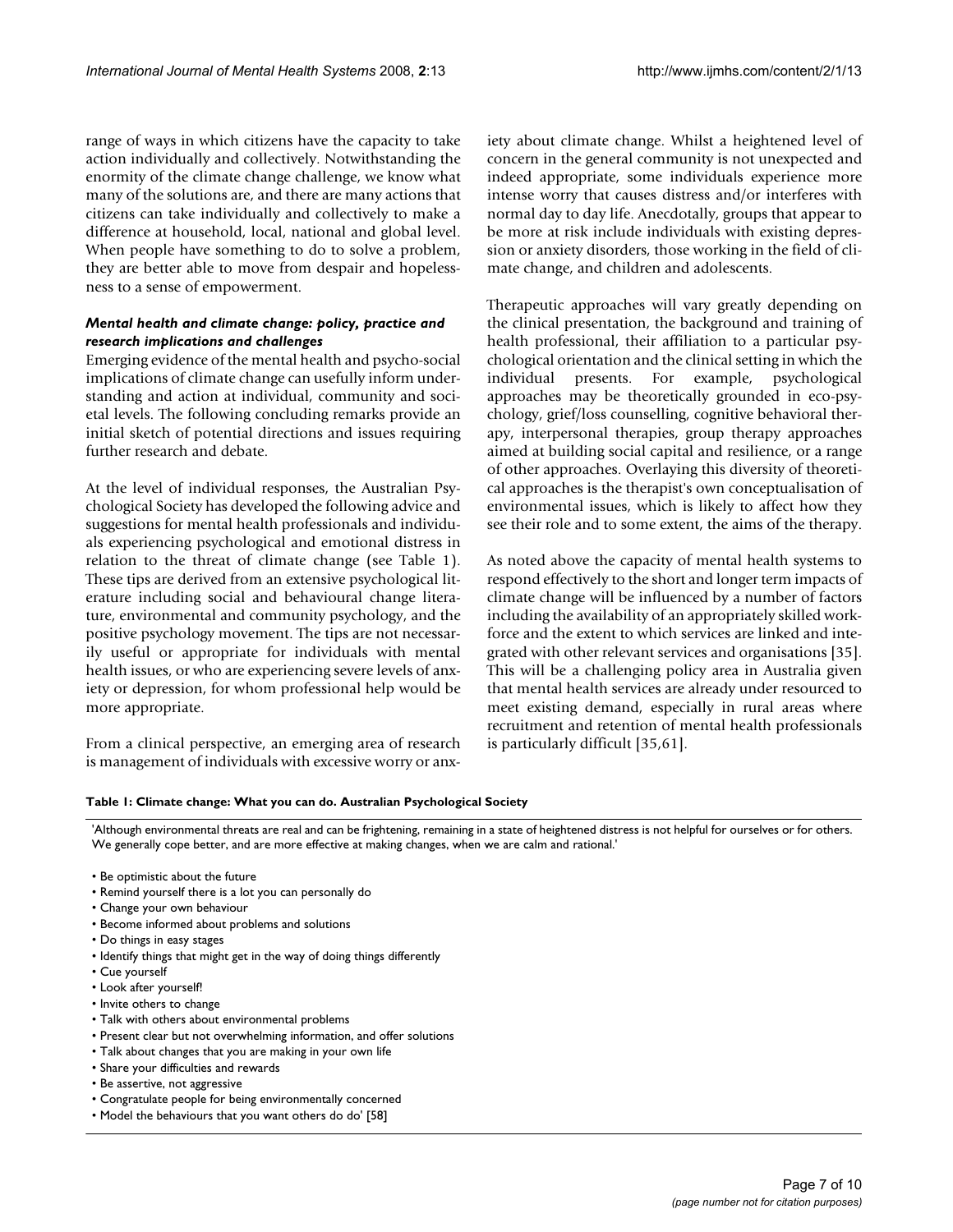range of ways in which citizens have the capacity to take action individually and collectively. Notwithstanding the enormity of the climate change challenge, we know what many of the solutions are, and there are many actions that citizens can take individually and collectively to make a difference at household, local, national and global level. When people have something to do to solve a problem, they are better able to move from despair and hopelessness to a sense of empowerment.

### *Mental health and climate change: policy, practice and research implications and challenges*

Emerging evidence of the mental health and psycho-social implications of climate change can usefully inform understanding and action at individual, community and societal levels. The following concluding remarks provide an initial sketch of potential directions and issues requiring further research and debate.

At the level of individual responses, the Australian Psychological Society has developed the following advice and suggestions for mental health professionals and individuals experiencing psychological and emotional distress in relation to the threat of climate change (see Table 1). These tips are derived from an extensive psychological literature including social and behavioural change literature, environmental and community psychology, and the positive psychology movement. The tips are not necessarily useful or appropriate for individuals with mental health issues, or who are experiencing severe levels of anxiety or depression, for whom professional help would be more appropriate.

From a clinical perspective, an emerging area of research is management of individuals with excessive worry or anxiety about climate change. Whilst a heightened level of concern in the general community is not unexpected and indeed appropriate, some individuals experience more intense worry that causes distress and/or interferes with normal day to day life. Anecdotally, groups that appear to be more at risk include individuals with existing depression or anxiety disorders, those working in the field of climate change, and children and adolescents.

Therapeutic approaches will vary greatly depending on the clinical presentation, the background and training of health professional, their affiliation to a particular psychological orientation and the clinical setting in which the individual presents. For example, psychological approaches may be theoretically grounded in eco-psychology, grief/loss counselling, cognitive behavioral therapy, interpersonal therapies, group therapy approaches aimed at building social capital and resilience, or a range of other approaches. Overlaying this diversity of theoretical approaches is the therapist's own conceptualisation of environmental issues, which is likely to affect how they see their role and to some extent, the aims of the therapy.

As noted above the capacity of mental health systems to respond effectively to the short and longer term impacts of climate change will be influenced by a number of factors including the availability of an appropriately skilled workforce and the extent to which services are linked and integrated with other relevant services and organisations [35]. This will be a challenging policy area in Australia given that mental health services are already under resourced to meet existing demand, especially in rural areas where recruitment and retention of mental health professionals is particularly difficult [35,61].

**Table 1: Climate change: What you can do. Australian Psychological Society**

'Although environmental threats are real and can be frightening, remaining in a state of heightened distress is not helpful for ourselves or for others. We generally cope better, and are more effective at making changes, when we are calm and rational.'

- Be optimistic about the future
- Remind yourself there is a lot you can personally do
- Change your own behaviour
- Become informed about problems and solutions
- Do things in easy stages
- Identify things that might get in the way of doing things differently
- Cue yourself
- Look after yourself!
- Invite others to change
- Talk with others about environmental problems
- Present clear but not overwhelming information, and offer solutions
- Talk about changes that you are making in your own life
- Share your difficulties and rewards
- Be assertive, not aggressive
- Congratulate people for being environmentally concerned
- Model the behaviours that you want others do do' [58]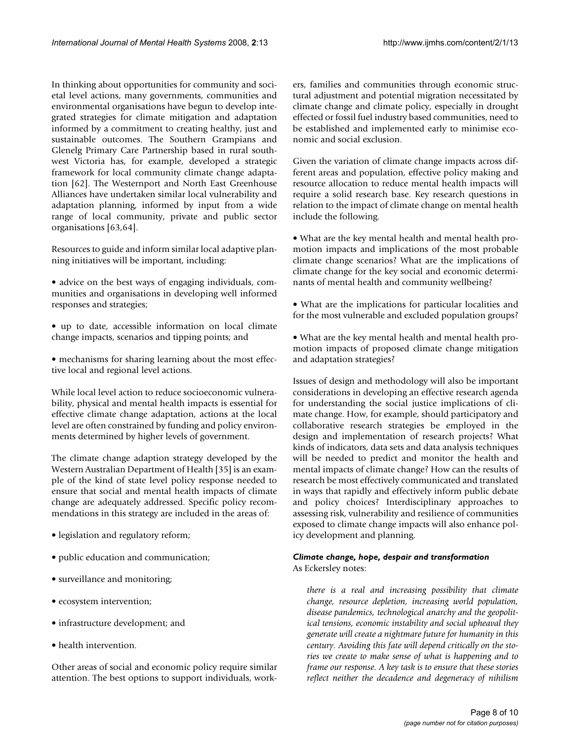In thinking about opportunities for community and societal level actions, many governments, communities and environmental organisations have begun to develop integrated strategies for climate mitigation and adaptation informed by a commitment to creating healthy, just and sustainable outcomes. The Southern Grampians and Glenelg Primary Care Partnership based in rural southwest Victoria has, for example, developed a strategic framework for local community climate change adaptation [62]. The Westernport and North East Greenhouse Alliances have undertaken similar local vulnerability and adaptation planning, informed by input from a wide range of local community, private and public sector organisations [63,64].

Resources to guide and inform similar local adaptive planning initiatives will be important, including:

- advice on the best ways of engaging individuals, communities and organisations in developing well informed responses and strategies;
- up to date, accessible information on local climate change impacts, scenarios and tipping points; and
- mechanisms for sharing learning about the most effective local and regional level actions.

While local level action to reduce socioeconomic vulnerability, physical and mental health impacts is essential for effective climate change adaptation, actions at the local level are often constrained by funding and policy environments determined by higher levels of government.

The climate change adaption strategy developed by the Western Australian Department of Health [35] is an example of the kind of state level policy response needed to ensure that social and mental health impacts of climate change are adequately addressed. Specific policy recommendations in this strategy are included in the areas of:

- legislation and regulatory reform;
- public education and communication;
- surveillance and monitoring;
- ecosystem intervention;
- infrastructure development; and
- health intervention.

Other areas of social and economic policy require similar attention. The best options to support individuals, workers, families and communities through economic structural adjustment and potential migration necessitated by climate change and climate policy, especially in drought effected or fossil fuel industry based communities, need to be established and implemented early to minimise economic and social exclusion.

Given the variation of climate change impacts across different areas and population, effective policy making and resource allocation to reduce mental health impacts will require a solid research base. Key research questions in relation to the impact of climate change on mental health include the following.

- What are the key mental health and mental health promotion impacts and implications of the most probable climate change scenarios? What are the implications of climate change for the key social and economic determinants of mental health and community wellbeing?
- What are the implications for particular localities and for the most vulnerable and excluded population groups?
- What are the key mental health and mental health promotion impacts of proposed climate change mitigation and adaptation strategies?

Issues of design and methodology will also be important considerations in developing an effective research agenda for understanding the social justice implications of climate change. How, for example, should participatory and collaborative research strategies be employed in the design and implementation of research projects? What kinds of indicators, data sets and data analysis techniques will be needed to predict and monitor the health and mental impacts of climate change? How can the results of research be most effectively communicated and translated in ways that rapidly and effectively inform public debate and policy choices? Interdisciplinary approaches to assessing risk, vulnerability and resilience of communities exposed to climate change impacts will also enhance policy development and planning.

### *Climate change, hope, despair and transformation*

As Eckersley notes:

> *there is a real and increasing possibility that climate change, resource depletion, increasing world population, disease pandemics, technological anarchy and the geopolitical tensions, economic instability and social upheaval they generate will create a nightmare future for humanity in this century. Avoiding this fate will depend critically on the stories we create to make sense of what is happening and to frame our response. A key task is to ensure that these stories reflect neither the decadence and degeneracy of nihilism*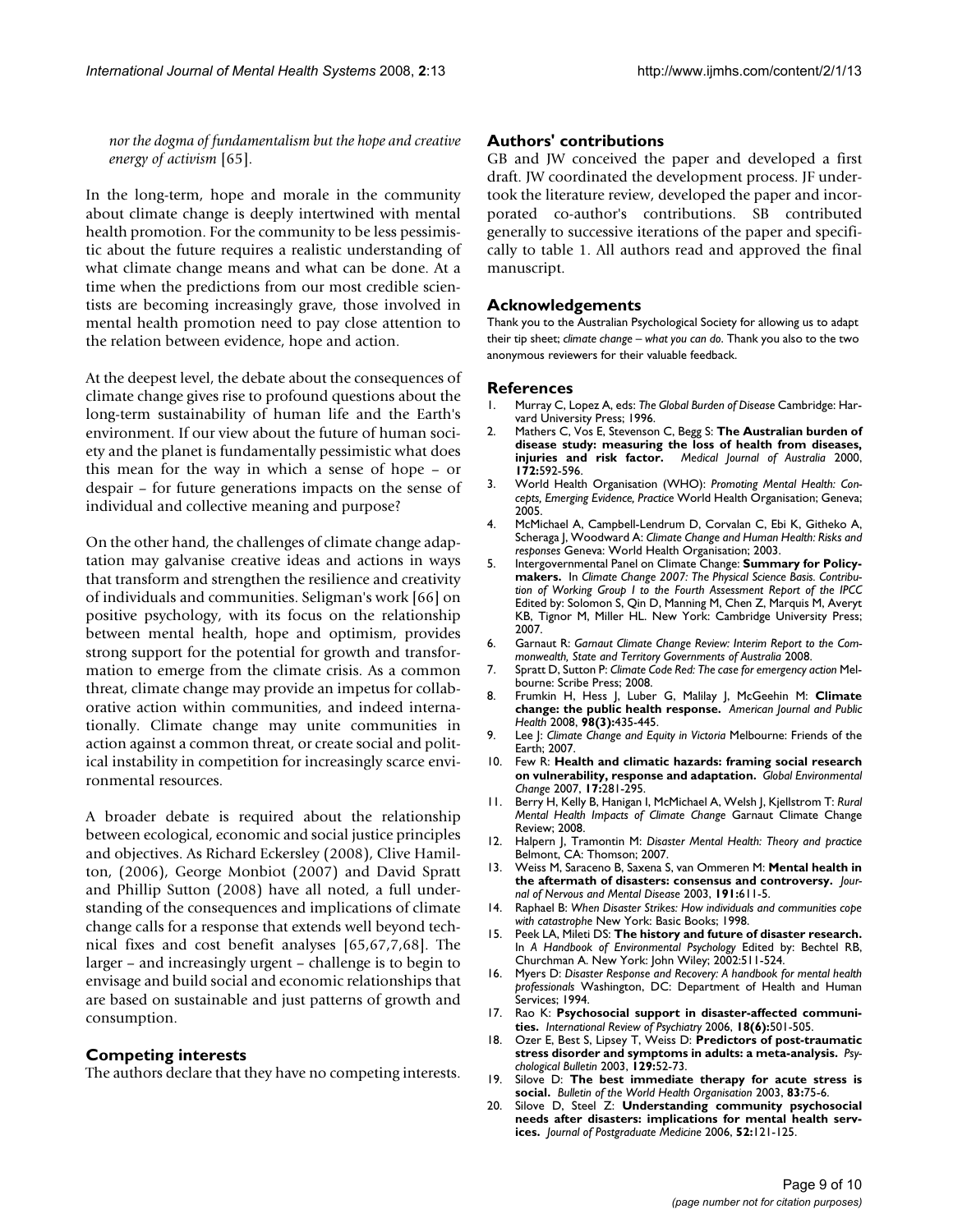*nor the dogma of fundamentalism but the hope and creative energy of activism* [65].

In the long-term, hope and morale in the community about climate change is deeply intertwined with mental health promotion. For the community to be less pessimistic about the future requires a realistic understanding of what climate change means and what can be done. At a time when the predictions from our most credible scientists are becoming increasingly grave, those involved in mental health promotion need to pay close attention to the relation between evidence, hope and action.

At the deepest level, the debate about the consequences of climate change gives rise to profound questions about the long-term sustainability of human life and the Earth's environment. If our view about the future of human society and the planet is fundamentally pessimistic what does this mean for the way in which a sense of hope – or despair – for future generations impacts on the sense of individual and collective meaning and purpose?

On the other hand, the challenges of climate change adaptation may galvanise creative ideas and actions in ways that transform and strengthen the resilience and creativity of individuals and communities. Seligman's work [66] on positive psychology, with its focus on the relationship between mental health, hope and optimism, provides strong support for the potential for growth and transformation to emerge from the climate crisis. As a common threat, climate change may provide an impetus for collaborative action within communities, and indeed internationally. Climate change may unite communities in action against a common threat, or create social and political instability in competition for increasingly scarce environmental resources.

A broader debate is required about the relationship between ecological, economic and social justice principles and objectives. As Richard Eckersley (2008), Clive Hamilton, (2006), George Monbiot (2007) and David Spratt and Phillip Sutton (2008) have all noted, a full understanding of the consequences and implications of climate change calls for a response that extends well beyond technical fixes and cost benefit analyses [65,67,7,68]. The larger – and increasingly urgent – challenge is to begin to envisage and build social and economic relationships that are based on sustainable and just patterns of growth and consumption.

## Competing interests

The authors declare that they have no competing interests.

## Authors' contributions

GB and JW conceived the paper and developed a first draft. JW coordinated the development process. JF undertook the literature review, developed the paper and incorporated co-author's contributions. SB contributed generally to successive iterations of the paper and specifically to table 1. All authors read and approved the final manuscript.

## Acknowledgements

Thank you to the Australian Psychological Society for allowing us to adapt their tip sheet; *climate change – what you can do*. Thank you also to the two anonymous reviewers for their valuable feedback.

## References

1. Murray C, Lopez A, eds: *The Global Burden of Disease* Cambridge: Harvard University Press; 1996.
2. Mathers C, Vos E, Stevenson C, Begg S: **The Australian burden of disease study: measuring the loss of health from diseases, injuries and risk factor.** *Medical Journal of Australia* 2000, **172:**592-596.
3. World Health Organisation (WHO): *Promoting Mental Health: Concepts, Emerging Evidence, Practice* World Health Organisation; Geneva; 2005.
4. McMichael A, Campbell-Lendrum D, Corvalan C, Ebi K, Githeko A, Scheraga J, Woodward A: *Climate Change and Human Health: Risks and responses* Geneva: World Health Organisation; 2003.
5. Intergovernmental Panel on Climate Change: **Summary for Policymakers.** In *Climate Change 2007: The Physical Science Basis. Contribution of Working Group I to the Fourth Assessment Report of the IPCC* Edited by: Solomon S, Qin D, Manning M, Chen Z, Marquis M, Averyt KB, Tignor M, Miller HL. New York: Cambridge University Press; 2007.
6. Garnaut R: *Garnaut Climate Change Review: Interim Report to the Commonwealth, State and Territory Governments of Australia* 2008.
7. Spratt D, Sutton P: *Climate Code Red: The case for emergency action* Melbourne: Scribe Press; 2008.
8. Frumkin H, Hess J, Luber G, Malilay J, McGeehin M: **Climate change: the public health response.** *American Journal and Public Health* 2008, **98(3):**435-445.
9. Lee J: *Climate Change and Equity in Victoria* Melbourne: Friends of the Earth; 2007.
10. Few R: **Health and climatic hazards: framing social research on vulnerability, response and adaptation.** *Global Environmental Change* 2007, **17:**281-295.
11. Berry H, Kelly B, Hanigan I, McMichael A, Welsh J, Kjellstrom T: *Rural Mental Health Impacts of Climate Change* Garnaut Climate Change Review; 2008.
12. Halpern J, Tramontin M: *Disaster Mental Health: Theory and practice* Belmont, CA: Thomson; 2007.
13. Weiss M, Saraceno B, Saxena S, van Ommeren M: **Mental health in the aftermath of disasters: consensus and controversy.** *Journal of Nervous and Mental Disease* 2003, **191:**611-5.
14. Raphael B: *When Disaster Strikes: How individuals and communities cope with catastrophe* New York: Basic Books; 1998.
15. Peek LA, Mileti DS: **The history and future of disaster research.** In *A Handbook of Environmental Psychology* Edited by: Bechtel RB, Churchman A. New York: John Wiley; 2002:511-524.
16. Myers D: *Disaster Response and Recovery: A handbook for mental health professionals* Washington, DC: Department of Health and Human Services; 1994.
17. Rao K: **Psychosocial support in disaster-affected communities.** *International Review of Psychiatry* 2006, **18(6):**501-505.
18. Ozer E, Best S, Lipsey T, Weiss D: **Predictors of post-traumatic stress disorder and symptoms in adults: a meta-analysis.** *Psychological Bulletin* 2003, **129:**52-73.
19. Silove D: **The best immediate therapy for acute stress is social.** *Bulletin of the World Health Organisation* 2003, **83:**75-6.
20. Silove D, Steel Z: **Understanding community psychosocial needs after disasters: implications for mental health services.** *Journal of Postgraduate Medicine* 2006, **52:**121-125.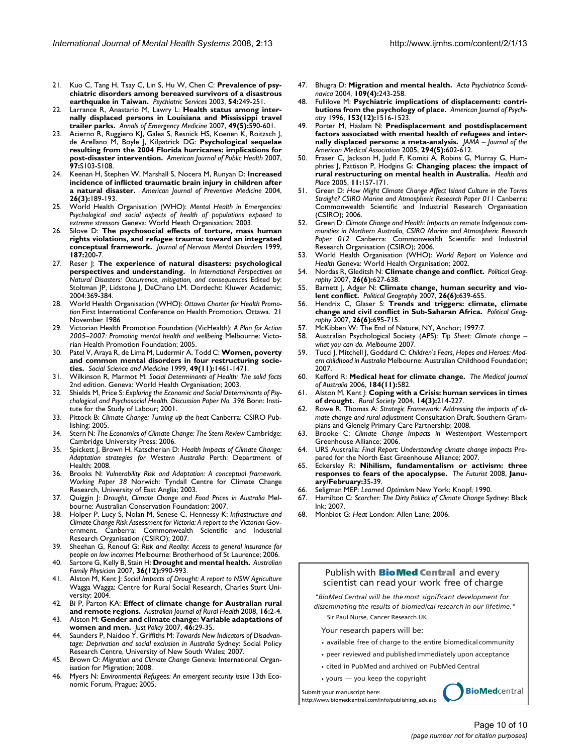21. Kuo C, Tang H, Tsay C, Lin S, Hu W, Chen C: **Prevalence of psychiatric disorders among bereaved survivors of a disastrous earthquake in Taiwan.** *Psychiatric Services* 2003, **54:**249-251.
22. Larrance R, Anastario M, Lawry L: **Health status among internally displaced persons in Louisiana and Mississippi travel trailer parks.** *Annals of Emergency Medicine* 2007, **49(5):**590-601.
23. Acierno R, Ruggiero KJ, Galea S, Resnick HS, Koenen K, Roitzsch J, de Arellano M, Boyle J, Kilpatrick DG: **Psychological sequelae resulting from the 2004 Florida hurricanes: implications for post-disaster intervention.** *American Journal of Public Health* 2007, **97:**S103-S108.
24. Keenan H, Stephen W, Marshall S, Nocera M, Runyan D: **Increased incidence of inflicted traumatic brain injury in children after a natural disaster.** *American Journal of Preventive Medicine* 2004, **26(3):**189-193.
25. World Health Organisation (WHO): *Mental Health in Emergencies: Psychological and social aspects of health of populations exposed to extreme stressors* Geneva: World Heath Organisation; 2003.
26. Silove D: **The psychosocial effects of torture, mass human rights violations, and refugee trauma: toward an integrated conceptual framework.** *Journal of Nervous Mental Disorders* 1999, **187:**200-7.
27. Reser J: **The experience of natural disasters: psychological perspectives and understanding.** In *International Perspectives on Natural Disasters: Occurrence, mitigation, and consequences* Edited by: Stoltman JP, Lidstone J, DeChano LM. Dordecht: Kluwer Academic; 2004:369-384.
28. World Health Organisation (WHO): *Ottawa Charter for Health Promotion* First International Conference on Health Promotion, Ottawa. 21 November 1986
29. Victorian Health Promotion Foundation (VicHealth): *A Plan for Action 2005–2007: Promoting mental health and wellbeing* Melbourne: Victorian Health Promotion Foundation; 2005.
30. Patel V, Araya R, de Lima M, Ludermir A, Todd C: **Women, poverty and common mental disorders in four restructuring societies.** *Social Science and Medicine* 1999, **49(11):**1461-1471.
31. Wilkinson R, Marmot M: *Social Determinants of Health: The solid facts* 2nd edition. Geneva: World Health Organisation; 2003.
32. Shields M, Price S: *Exploring the Economic and Social Determinants of Psychological and Psychosocial Health. Discussion Paper No. 396* Bonn: Institute for the Study of Labour; 2001.
33. Pittock B: *Climate Change: Turning up the heat* Canberra: CSIRO Publishing; 2005.
34. Stern N: *The Economics of Climate Change: The Stern Review* Cambridge: Cambridge University Press; 2006.
35. Spickett J, Brown H, Katscherian D: *Health Impacts of Climate Change: Adaptation strategies for Western Australia* Perth: Department of Health; 2008.
36. Brooks N: *Vulnerability Risk and Adaptation: A conceptual framework. Working Paper 38* Norwich: Tyndall Centre for Climate Change Research, University of East Anglia; 2003.
37. Quiggin J: *Drought, Climate Change and Food Prices in Australia* Melbourne: Australian Conservation Foundation; 2007.
38. Holper P, Lucy S, Nolan M, Senese C, Hennessy K: *Infrastructure and Climate Change Risk Assessment for Victoria: A report to the Victorian* Government. Canberra: Commonwealth Scientific and Industrial Research Organisation (CSIRO); 2007.
39. Sheehan G, Renouf G: *Risk and Reality: Access to general insurance for people on low incomes* Melbourne: Brotherhood of St Laurence; 2006.
40. Sartore G, Kelly B, Stain H: **Drought and mental health.** *Australian Family Physician* 2007, **36(12):**990-993.
41. Alston M, Kent J: *Social Impacts of Drought: A report to NSW Agriculture* Wagga Wagga: Centre for Rural Social Research, Charles Sturt University; 2004.
42. Bi P, Parton KA: **Effect of climate change for Australian rural and remote regions.** *Australian Journal of Rural Health* 2008, **16:**2-4.
43. Alston M: **Gender and climate change: Variable adaptations of women and men.** *Just Policy* 2007, **46:**29-35.
44. Saunders P, Naidoo Y, Griffiths M: *Towards New Indicators of Disadvantage: Deprivation and social exclusion in Australia* Sydney: Social Policy Research Centre, University of New South Wales; 2007.
45. Brown O: *Migration and Climate Change* Geneva: International Organisation for Migration; 2008.
46. Myers N: *Environmental Refugees: An emergent security issue* 13th Economic Forum, Prague; 2005.
47. Bhugra D: **Migration and mental health.** *Acta Psychiatrica Scandinavica* 2004, **109(4):**243-258.
48. Fullilove M: **Psychiatric implications of displacement: contributions from the psychology of place.** *American Journal of Psychiatry* 1996, **153(12):**1516-1523.
49. Porter M, Haslam N: **Predisplacement and postdisplacement factors associated with mental health of refugees and internally displaced persons: a meta-analysis.** *JAMA – Journal of the American Medical Association* 2005, **294(5):**602-612.
50. Fraser C, Jackson H, Judd F, Komiti A, Robins G, Murray G, Humphries J, Pattison P, Hodgins G: **Changing places: the impact of rural restructuring on mental health in Australia.** *Health and Place* 2005, **11:**157-171.
51. Green D: *How Might Climate Change Affect Island Culture in the Torres Straight? CSIRO Marine and Atmospheric Research Paper 011* Canberra: Commonwealth Scientific and Industrial Research Organisation (CSIRO); 2006.
52. Green D: *Climate Change and Health: Impacts on remote Indigenous communities in Northern Australia, CSIRO Marine and Atmospheric Research Paper 012* Canberra: Commonwealth Scientific and Industrial Research Organisation (CSIRO); 2006.
53. World Health Organisation (WHO): *World Report on Violence and Health* Geneva: World Health Organisation; 2002.
54. Nordas R, Gleditsh N: **Climate change and conflict.** *Political Geography* 2007, **26(6):**627-638.
55. Barnett J, Adger N: **Climate change, human security and violent conflict.** *Political Geography* 2007, **26(6):**639-655.
56. Hendrix C, Glaser S: **Trends and triggers: climate, climate change and civil conflict in Sub-Saharan Africa.** *Political Geography* 2007, **26(6):**695-715.
57. McKibben W: The End of Nature, NY, Anchor; 1997:7.
58. Australian Psychological Society (APS): *Tip Sheet: Climate change – what you can do. Melbourne* 2007.
59. Tucci J, Mitchell J, Goddard C: *Children's Fears, Hopes and Heroes: Modern childhood in Australia* Melbourne: Australian Childhood Foundation; 2007.
60. Kefford R: **Medical heat for climate change.** *The Medical Journal of Australia* 2006, **184(11):**582.
61. Alston M, Kent J: **Coping with a Crisis: human services in times of drought.** *Rural Society* 2004, **14(3):**214-227.
62. Rowe R, Thomas A: *Strategic Framework: Addressing the impacts of climate change and rural adjustment* Consultation Draft, Southern Grampians and Glenelg Primary Care Partnership; 2008.
63. Brooke C: *Climate Change Impacts in Westernport* Westernport Greenhouse Alliance; 2006.
64. URS Australia: *Final Report: Understanding climate change impacts* Prepared for the North East Greenhouse Alliance; 2007.
65. Eckersley R: **Nihilism, fundamentalism or activism: three responses to fears of the apocalypse.** *The Futurist* 2008, **January/February:**35-39.
66. Seligman MEP: *Learned Optimism* New York: Knopf; 1990.
67. Hamilton C: *Scorcher: The Dirty Politics of Climate Change* Sydney: Black Ink; 2007.
68. Monbiot G: *Heat* London: Allen Lane; 2006.

Publish with **BioMed Central** and every scientist can read your work free of charge

*"BioMed Central will be the most significant development for disseminating the results of biomedical research in our lifetime."*
Sir Paul Nurse, Cancer Research UK

Your research papers will be:

- available free of charge to the entire biomedical community
- peer reviewed and published immediately upon acceptance
- cited in PubMed and archived on PubMed Central
- yours — you keep the copyright

Submit your manuscript here:
http://www.biomedcentral.com/info/publishing_adv.asp

BioMedcentral